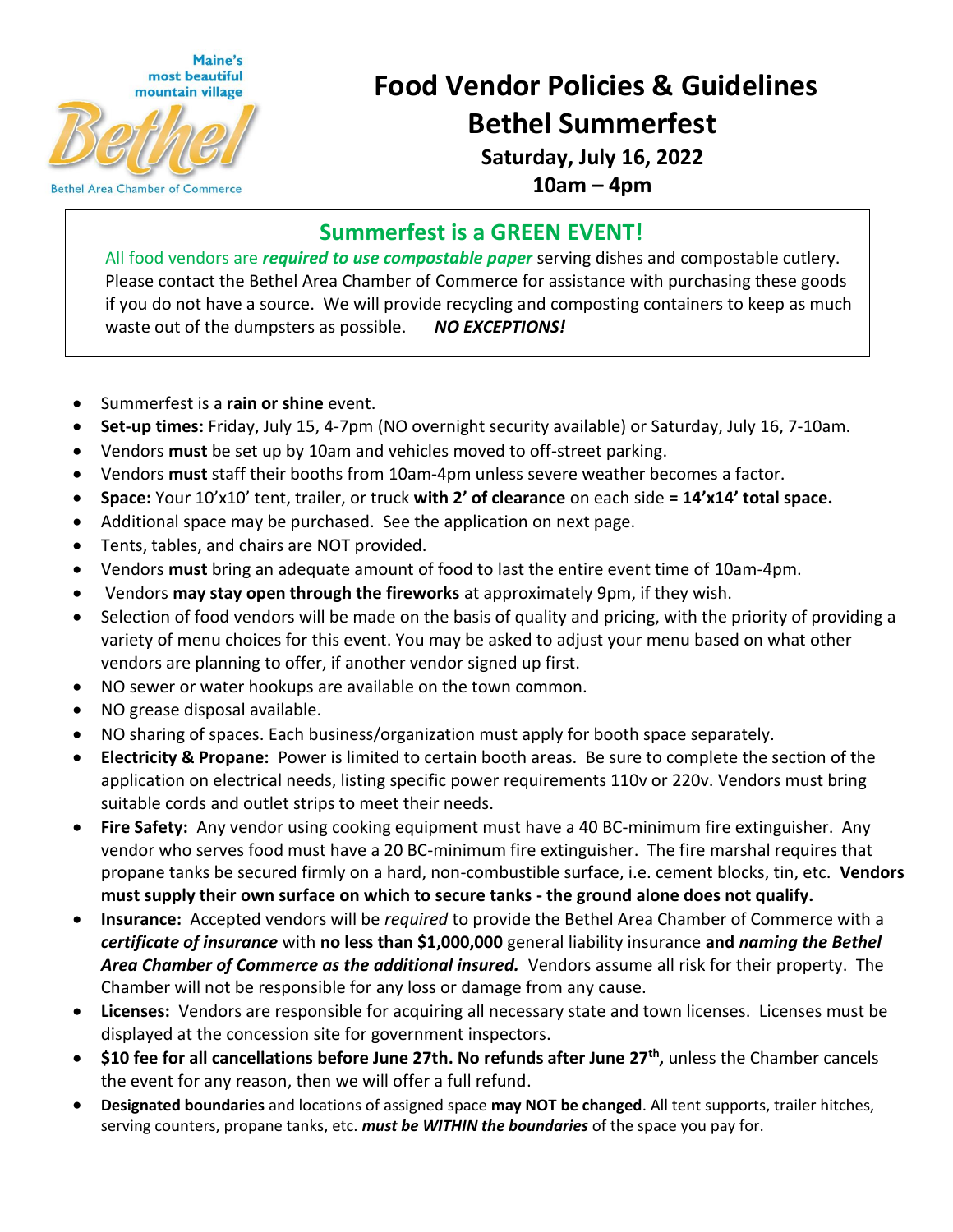Maine's most beautiful mountain village

Bethel

Bethel Area Chamber of Commerce

# Food Vendor Policies & Guidelines
# Bethel Summerfest
### Saturday, July 16, 2022
### 10am – 4pm

## Summerfest is a GREEN EVENT!

All food vendors are ***required to use compostable paper*** serving dishes and compostable cutlery. Please contact the Bethel Area Chamber of Commerce for assistance with purchasing these goods if you do not have a source. We will provide recycling and composting containers to keep as much waste out of the dumpsters as possible. ***NO EXCEPTIONS!***

- Summerfest is a **rain or shine** event.
- **Set-up times:** Friday, July 15, 4-7pm (NO overnight security available) or Saturday, July 16, 7-10am.
- Vendors **must** be set up by 10am and vehicles moved to off-street parking.
- Vendors **must** staff their booths from 10am-4pm unless severe weather becomes a factor.
- **Space:** Your 10'x10' tent, trailer, or truck **with 2' of clearance** on each side **= 14'x14' total space.**
- Additional space may be purchased. See the application on next page.
- Tents, tables, and chairs are NOT provided.
- Vendors **must** bring an adequate amount of food to last the entire event time of 10am-4pm.
- Vendors **may stay open through the fireworks** at approximately 9pm, if they wish.
- Selection of food vendors will be made on the basis of quality and pricing, with the priority of providing a variety of menu choices for this event. You may be asked to adjust your menu based on what other vendors are planning to offer, if another vendor signed up first.
- NO sewer or water hookups are available on the town common.
- NO grease disposal available.
- NO sharing of spaces. Each business/organization must apply for booth space separately.
- **Electricity & Propane:** Power is limited to certain booth areas. Be sure to complete the section of the application on electrical needs, listing specific power requirements 110v or 220v. Vendors must bring suitable cords and outlet strips to meet their needs.
- **Fire Safety:** Any vendor using cooking equipment must have a 40 BC-minimum fire extinguisher. Any vendor who serves food must have a 20 BC-minimum fire extinguisher. The fire marshal requires that propane tanks be secured firmly on a hard, non-combustible surface, i.e. cement blocks, tin, etc. **Vendors must supply their own surface on which to secure tanks - the ground alone does not qualify.**
- **Insurance:** Accepted vendors will be *required* to provide the Bethel Area Chamber of Commerce with a ***certificate of insurance*** with **no less than $1,000,000** general liability insurance **and *naming the Bethel Area Chamber of Commerce as the additional insured.*** Vendors assume all risk for their property. The Chamber will not be responsible for any loss or damage from any cause.
- **Licenses:** Vendors are responsible for acquiring all necessary state and town licenses. Licenses must be displayed at the concession site for government inspectors.
- **$10 fee for all cancellations before June 27th. No refunds after June 27th,** unless the Chamber cancels the event for any reason, then we will offer a full refund.
- **Designated boundaries** and locations of assigned space **may NOT be changed**. All tent supports, trailer hitches, serving counters, propane tanks, etc. ***must be WITHIN the boundaries*** of the space you pay for.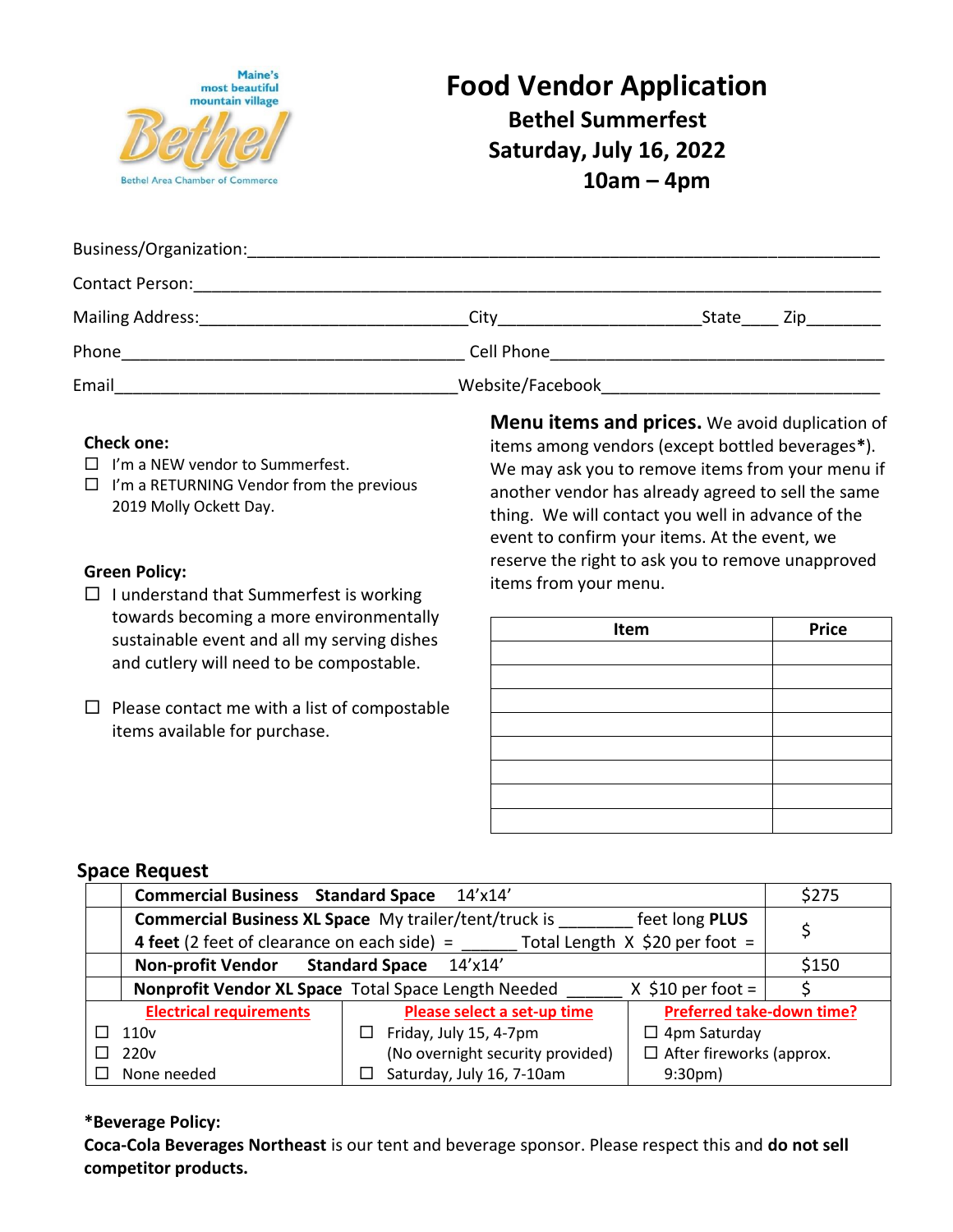Maine's most beautiful mountain village

Bethel

Bethel Area Chamber of Commerce

# Food Vendor Application

## Bethel Summerfest
## Saturday, July 16, 2022
## 10am – 4pm

Business/Organization:___________________________________________________________

Contact Person:_________________________________________________________________

Mailing Address:____________________________City_____________________State____ Zip________

Phone_____________________________________ Cell Phone___________________________________

Email_____________________________________Website/Facebook_____________________________

**Check one:**

☐ I'm a NEW vendor to Summerfest.

☐ I'm a RETURNING Vendor from the previous 2019 Molly Ockett Day.

**Green Policy:**

☐ I understand that Summerfest is working towards becoming a more environmentally sustainable event and all my serving dishes and cutlery will need to be compostable.

☐ Please contact me with a list of compostable items available for purchase.

**Menu items and prices.** We avoid duplication of items among vendors (except bottled beverages*). We may ask you to remove items from your menu if another vendor has already agreed to sell the same thing. We will contact you well in advance of the event to confirm your items. At the event, we reserve the right to ask you to remove unapproved items from your menu.

| Item | Price |
|---|---|
| | |
| | |
| | |
| | |
| | |
| | |
| | |
| | |

### Space Request

| | | |
|---|---|---|
| | **Commercial Business Standard Space** 14'x14' | $275 |
| | **Commercial Business XL Space** My trailer/tent/truck is ________ feet long **PLUS 4 feet** (2 feet of clearance on each side) = ______ Total Length X $20 per foot = | $ |
| | **Non-profit Vendor Standard Space** 14'x14' | $150 |
| | **Nonprofit Vendor XL Space** Total Space Length Needed ______ X $10 per foot = | $ |

| Electrical requirements | Please select a set-up time | Preferred take-down time? |
|---|---|---|
| ☐ 110v | ☐ Friday, July 15, 4-7pm | ☐ 4pm Saturday |
| ☐ 220v | (No overnight security provided) | ☐ After fireworks (approx. 9:30pm) |
| ☐ None needed | ☐ Saturday, July 16, 7-10am | |

**\*Beverage Policy:**

**Coca-Cola Beverages Northeast** is our tent and beverage sponsor. Please respect this and **do not sell competitor products.**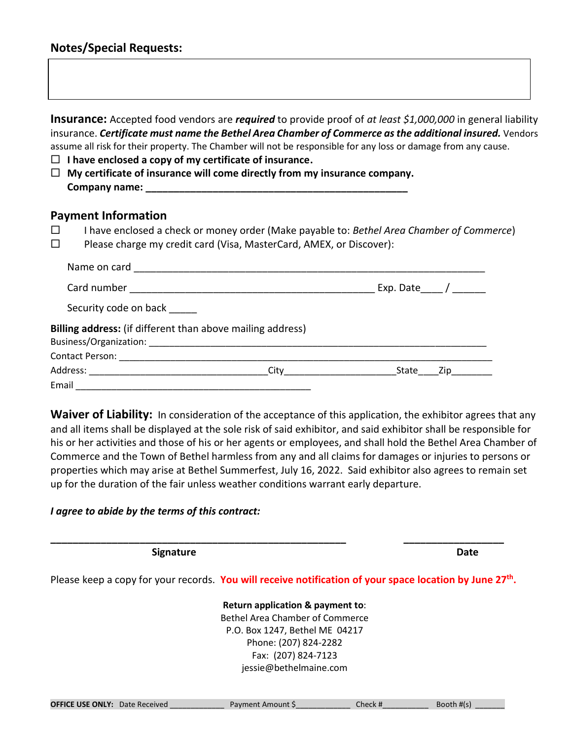## Notes/Special Requests:

**Insurance:** Accepted food vendors are ***required*** to provide proof of *at least $1,000,000* in general liability insurance. ***Certificate must name the Bethel Area Chamber of Commerce as the additional insured.*** Vendors assume all risk for their property. The Chamber will not be responsible for any loss or damage from any cause.

- ☐ **I have enclosed a copy of my certificate of insurance.**
- ☐ **My certificate of insurance will come directly from my insurance company.**
  **Company name: _______________________________________________**

## Payment Information

- ☐ I have enclosed a check or money order (Make payable to: *Bethel Area Chamber of Commerce*)
- ☐ Please charge my credit card (Visa, MasterCard, AMEX, or Discover):

Name on card _______________________________________________________________

Card number ____________________________________________ Exp. Date____ / ______

Security code on back _____

**Billing address:** (if different than above mailing address)

Business/Organization: ____________________________________________________________

Contact Person: __________________________________________________________________

Address: _________________________________City_____________________State____Zip________

Email ___________________________________________

**Waiver of Liability:** In consideration of the acceptance of this application, the exhibitor agrees that any and all items shall be displayed at the sole risk of said exhibitor, and said exhibitor shall be responsible for his or her activities and those of his or her agents or employees, and shall hold the Bethel Area Chamber of Commerce and the Town of Bethel harmless from any and all claims for damages or injuries to persons or properties which may arise at Bethel Summerfest, July 16, 2022. Said exhibitor also agrees to remain set up for the duration of the fair unless weather conditions warrant early departure.

***I agree to abide by the terms of this contract:***

_______________________________________________________ __________________

**Signature** **Date**

Please keep a copy for your records. **You will receive notification of your space location by June 27th.**

**Return application & payment to**:
Bethel Area Chamber of Commerce
P.O. Box 1247, Bethel ME 04217
Phone: (207) 824-2282
Fax: (207) 824-7123
jessie@bethelmaine.com

**OFFICE USE ONLY:** Date Received ____________ Payment Amount $____________ Check #__________ Booth #(s) _______